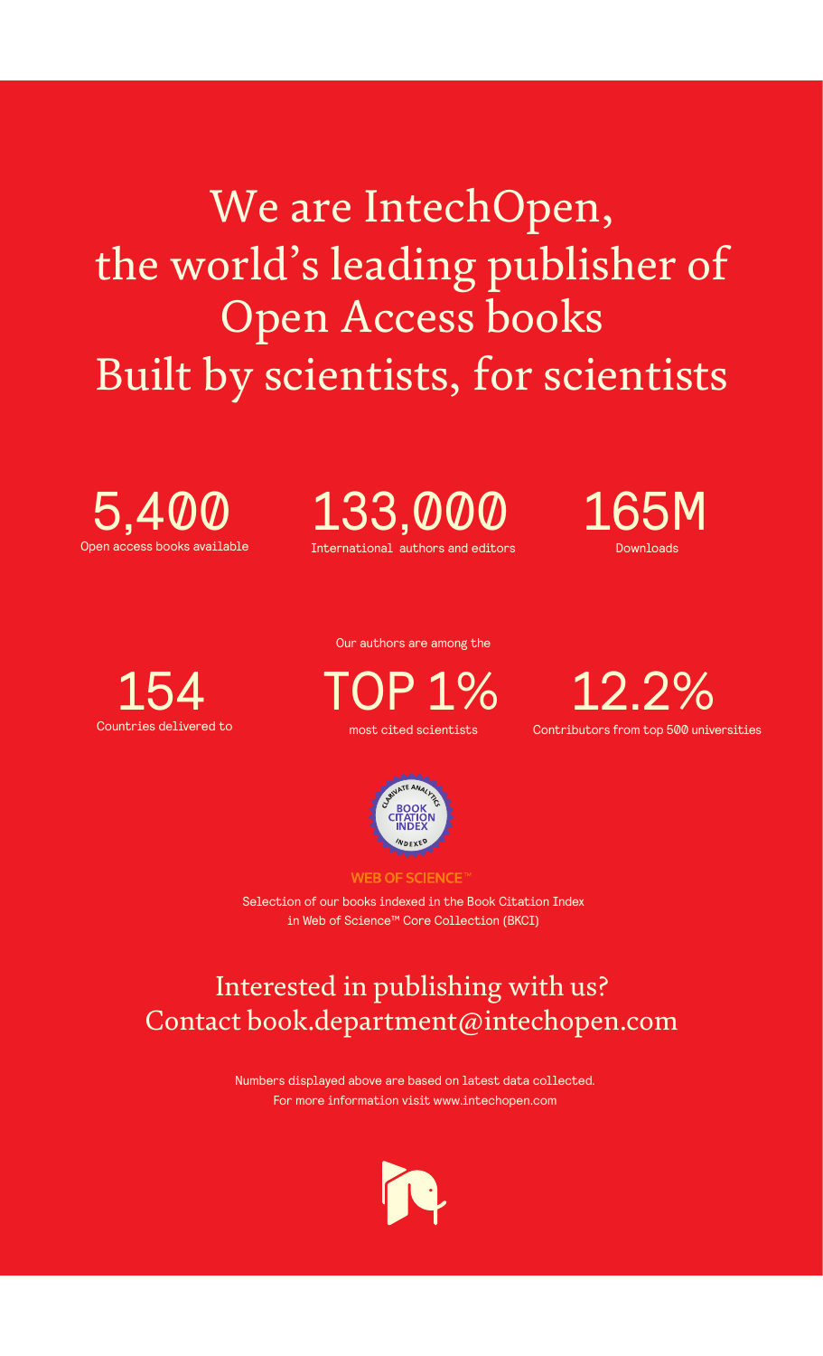# We are IntechOpen, the world's leading publisher of Open Access books
# Built by scientists, for scientists

**5,400**
Open access books available

**133,000**
International authors and editors

**165M**
Downloads

**154**
Countries delivered to

Our authors are among the

**TOP 1%**
most cited scientists

**12.2%**
Contributors from top 500 universities

BOOK CITATION INDEX
CLARIVATE ANALYTICS
INDEXED

WEB OF SCIENCE™

Selection of our books indexed in the Book Citation Index in Web of Science™ Core Collection (BKCI)

## Interested in publishing with us?
## Contact book.department@intechopen.com

Numbers displayed above are based on latest data collected.
For more information visit www.intechopen.com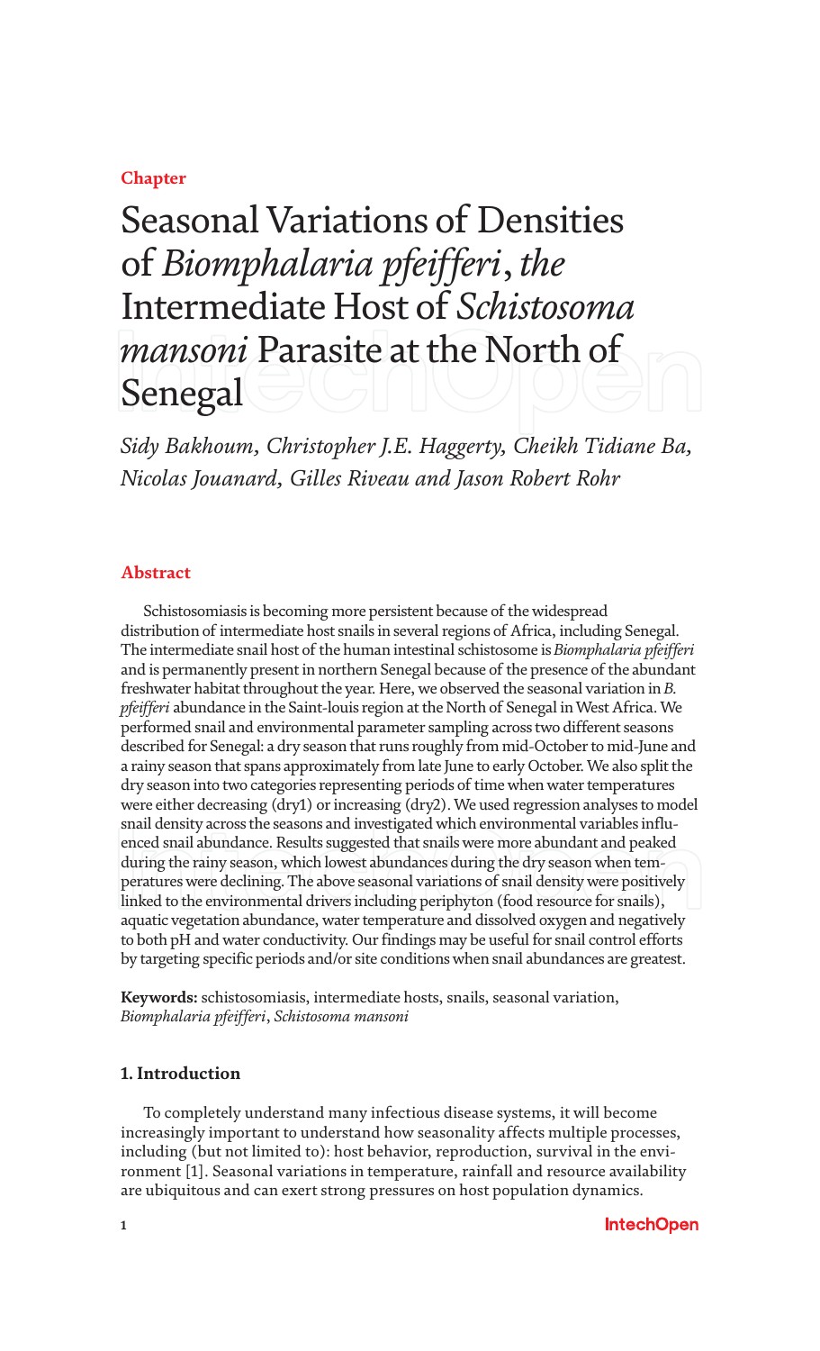Chapter

# Seasonal Variations of Densities of *Biomphalaria pfeifferi*, *the* Intermediate Host of *Schistosoma mansoni* Parasite at the North of Senegal

*Sidy Bakhoum, Christopher J.E. Haggerty, Cheikh Tidiane Ba, Nicolas Jouanard, Gilles Riveau and Jason Robert Rohr*

## Abstract

Schistosomiasis is becoming more persistent because of the widespread distribution of intermediate host snails in several regions of Africa, including Senegal. The intermediate snail host of the human intestinal schistosome is *Biomphalaria pfeifferi* and is permanently present in northern Senegal because of the presence of the abundant freshwater habitat throughout the year. Here, we observed the seasonal variation in *B. pfeifferi* abundance in the Saint-louis region at the North of Senegal in West Africa. We performed snail and environmental parameter sampling across two different seasons described for Senegal: a dry season that runs roughly from mid-October to mid-June and a rainy season that spans approximately from late June to early October. We also split the dry season into two categories representing periods of time when water temperatures were either decreasing (dry1) or increasing (dry2). We used regression analyses to model snail density across the seasons and investigated which environmental variables influenced snail abundance. Results suggested that snails were more abundant and peaked during the rainy season, which lowest abundances during the dry season when temperatures were declining. The above seasonal variations of snail density were positively linked to the environmental drivers including periphyton (food resource for snails), aquatic vegetation abundance, water temperature and dissolved oxygen and negatively to both pH and water conductivity. Our findings may be useful for snail control efforts by targeting specific periods and/or site conditions when snail abundances are greatest.

**Keywords:** schistosomiasis, intermediate hosts, snails, seasonal variation, *Biomphalaria pfeifferi*, *Schistosoma mansoni*

## 1. Introduction

To completely understand many infectious disease systems, it will become increasingly important to understand how seasonality affects multiple processes, including (but not limited to): host behavior, reproduction, survival in the environment [1]. Seasonal variations in temperature, rainfall and resource availability are ubiquitous and can exert strong pressures on host population dynamics.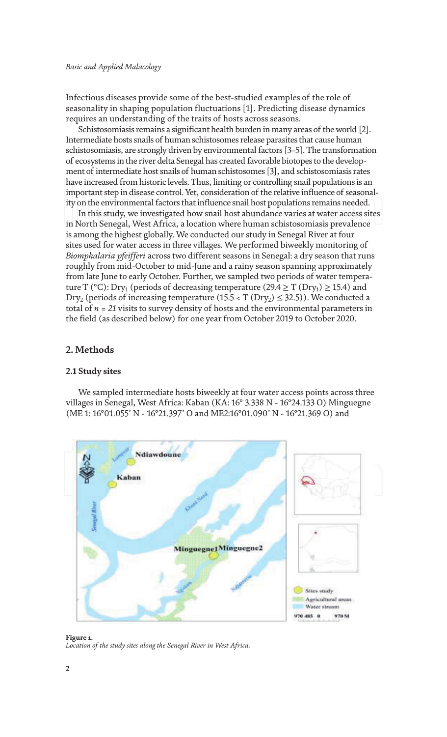Infectious diseases provide some of the best-studied examples of the role of seasonality in shaping population fluctuations [1]. Predicting disease dynamics requires an understanding of the traits of hosts across seasons.

Schistosomiasis remains a significant health burden in many areas of the world [2]. Intermediate hosts snails of human schistosomes release parasites that cause human schistosomiasis, are strongly driven by environmental factors [3–5]. The transformation of ecosystems in the river delta Senegal has created favorable biotopes to the development of intermediate host snails of human schistosomes [3], and schistosomiasis rates have increased from historic levels. Thus, limiting or controlling snail populations is an important step in disease control. Yet, consideration of the relative influence of seasonality on the environmental factors that influence snail host populations remains needed.

In this study, we investigated how snail host abundance varies at water access sites in North Senegal, West Africa, a location where human schistosomiasis prevalence is among the highest globally. We conducted our study in Senegal River at four sites used for water access in three villages. We performed biweekly monitoring of *Biomphalaria pfeifferi* across two different seasons in Senegal: a dry season that runs roughly from mid-October to mid-June and a rainy season spanning approximately from late June to early October. Further, we sampled two periods of water temperature T (°C): $Dry_1$ (periods of decreasing temperature ($29.4 \geq T(Dry_1) \geq 15.4$) and $Dry_2$ (periods of increasing temperature ($15.5 < T(Dry_2) \leq 32.5$)). We conducted a total of *n = 21* visits to survey density of hosts and the environmental parameters in the field (as described below) for one year from October 2019 to October 2020.

## 2. Methods

### 2.1 Study sites

We sampled intermediate hosts biweekly at four water access points across three villages in Senegal, West Africa: Kaban (KA: 16° 3.338 N - 16°24.133 O) Minguegne (ME 1: 16°01.055' N - 16°21.397' O and ME2:16°01.090' N - 16°21.369 O) and

**Figure 1.**
*Location of the study sites along the Senegal River in West Africa.*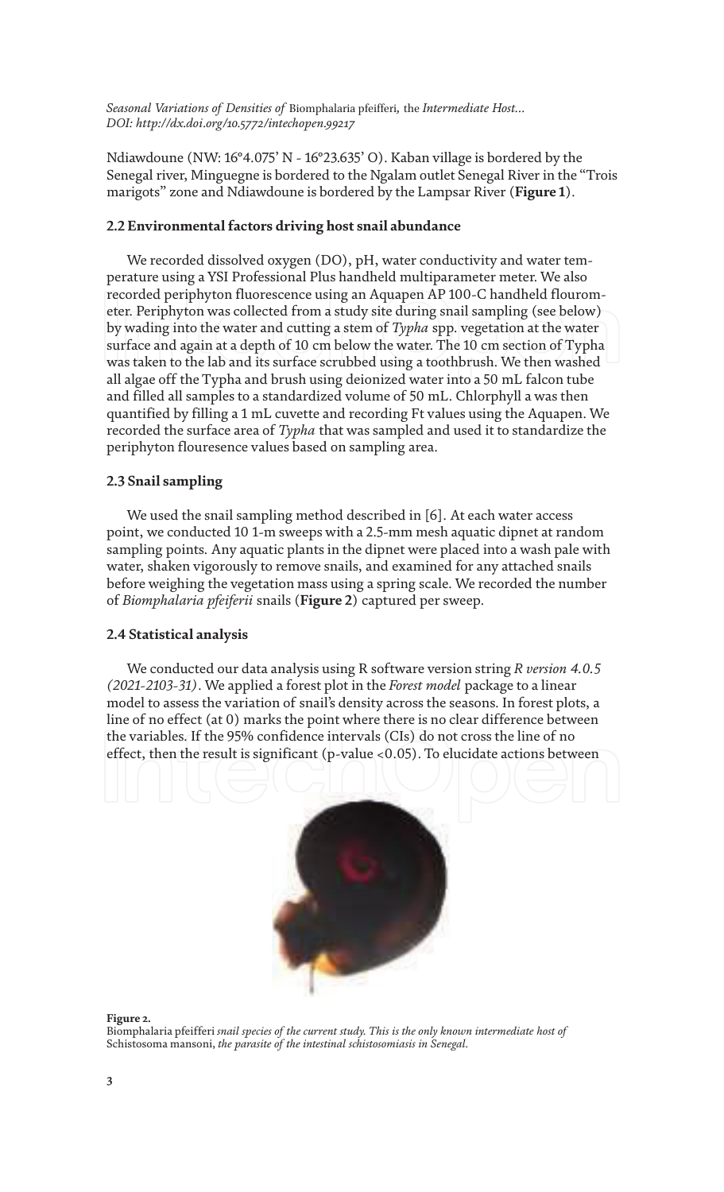Ndiawdoune (NW: 16°4.075' N - 16°23.635' O). Kaban village is bordered by the Senegal river, Minguegne is bordered to the Ngalam outlet Senegal River in the "Trois marigots" zone and Ndiawdoune is bordered by the Lampsar River (**Figure 1**).

### 2.2 Environmental factors driving host snail abundance

We recorded dissolved oxygen (DO), pH, water conductivity and water temperature using a YSI Professional Plus handheld multiparameter meter. We also recorded periphyton fluorescence using an Aquapen AP 100-C handheld flourometer. Periphyton was collected from a study site during snail sampling (see below) by wading into the water and cutting a stem of *Typha* spp. vegetation at the water surface and again at a depth of 10 cm below the water. The 10 cm section of Typha was taken to the lab and its surface scrubbed using a toothbrush. We then washed all algae off the Typha and brush using deionized water into a 50 mL falcon tube and filled all samples to a standardized volume of 50 mL. Chlorphyll a was then quantified by filling a 1 mL cuvette and recording Ft values using the Aquapen. We recorded the surface area of *Typha* that was sampled and used it to standardize the periphyton flouresence values based on sampling area.

### 2.3 Snail sampling

We used the snail sampling method described in [6]. At each water access point, we conducted 10 1-m sweeps with a 2.5-mm mesh aquatic dipnet at random sampling points. Any aquatic plants in the dipnet were placed into a wash pale with water, shaken vigorously to remove snails, and examined for any attached snails before weighing the vegetation mass using a spring scale. We recorded the number of *Biomphalaria pfeiferii* snails (**Figure 2**) captured per sweep.

### 2.4 Statistical analysis

We conducted our data analysis using R software version string *R version 4.0.5 (2021-2103-31)*. We applied a forest plot in the *Forest model* package to a linear model to assess the variation of snail's density across the seasons. In forest plots, a line of no effect (at 0) marks the point where there is no clear difference between the variables. If the 95% confidence intervals (CIs) do not cross the line of no effect, then the result is significant (p-value <0.05). To elucidate actions between

**Figure 2.**
*Biomphalaria pfeifferi snail species of the current study. This is the only known intermediate host of Schistosoma mansoni, the parasite of the intestinal schistosomiasis in Senegal.*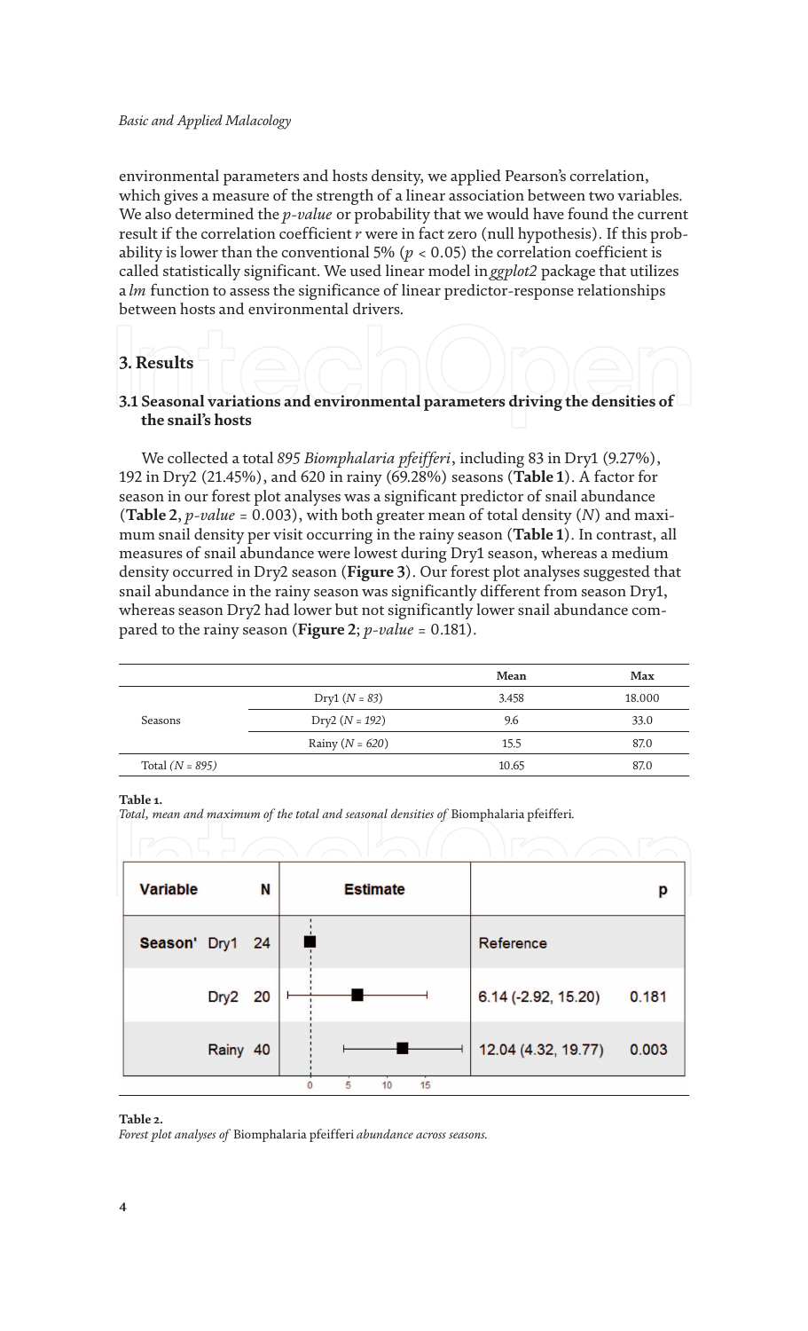environmental parameters and hosts density, we applied Pearson's correlation, which gives a measure of the strength of a linear association between two variables. We also determined the *p-value* or probability that we would have found the current result if the correlation coefficient *r* were in fact zero (null hypothesis). If this probability is lower than the conventional 5% ($p < 0.05$) the correlation coefficient is called statistically significant. We used linear model in *ggplot2* package that utilizes a *lm* function to assess the significance of linear predictor-response relationships between hosts and environmental drivers.

## 3. Results

### 3.1 Seasonal variations and environmental parameters driving the densities of the snail's hosts

We collected a total *895 Biomphalaria pfeifferi*, including 83 in Dry1 (9.27%), 192 in Dry2 (21.45%), and 620 in rainy (69.28%) seasons (**Table 1**). A factor for season in our forest plot analyses was a significant predictor of snail abundance (**Table 2**, *p-value* = 0.003), with both greater mean of total density (*N*) and maximum snail density per visit occurring in the rainy season (**Table 1**). In contrast, all measures of snail abundance were lowest during Dry1 season, whereas a medium density occurred in Dry2 season (**Figure 3**). Our forest plot analyses suggested that snail abundance in the rainy season was significantly different from season Dry1, whereas season Dry2 had lower but not significantly lower snail abundance compared to the rainy season (**Figure 2**; *p-value* = 0.181).

| | | Mean | Max |
|---|---|---|---|
| Seasons | Dry1 (*N = 83*) | 3.458 | 18.000 |
| | Dry2 (*N = 192*) | 9.6 | 33.0 |
| | Rainy (*N = 620*) | 15.5 | 87.0 |
| Total *(N = 895)* | | 10.65 | 87.0 |

**Table 1.**
*Total, mean and maximum of the total and seasonal densities of* Biomphalaria pfeifferi*.*

| Variable | | N | Estimate | | p |
|---|---|---|---|---|---|
| Season' | Dry1 | 24 | | Reference | |
| | Dry2 | 20 | | 6.14 (-2.92, 15.20) | 0.181 |
| | Rainy | 40 | | 12.04 (4.32, 19.77) | 0.003 |

**Table 2.**
*Forest plot analyses of* Biomphalaria pfeifferi *abundance across seasons.*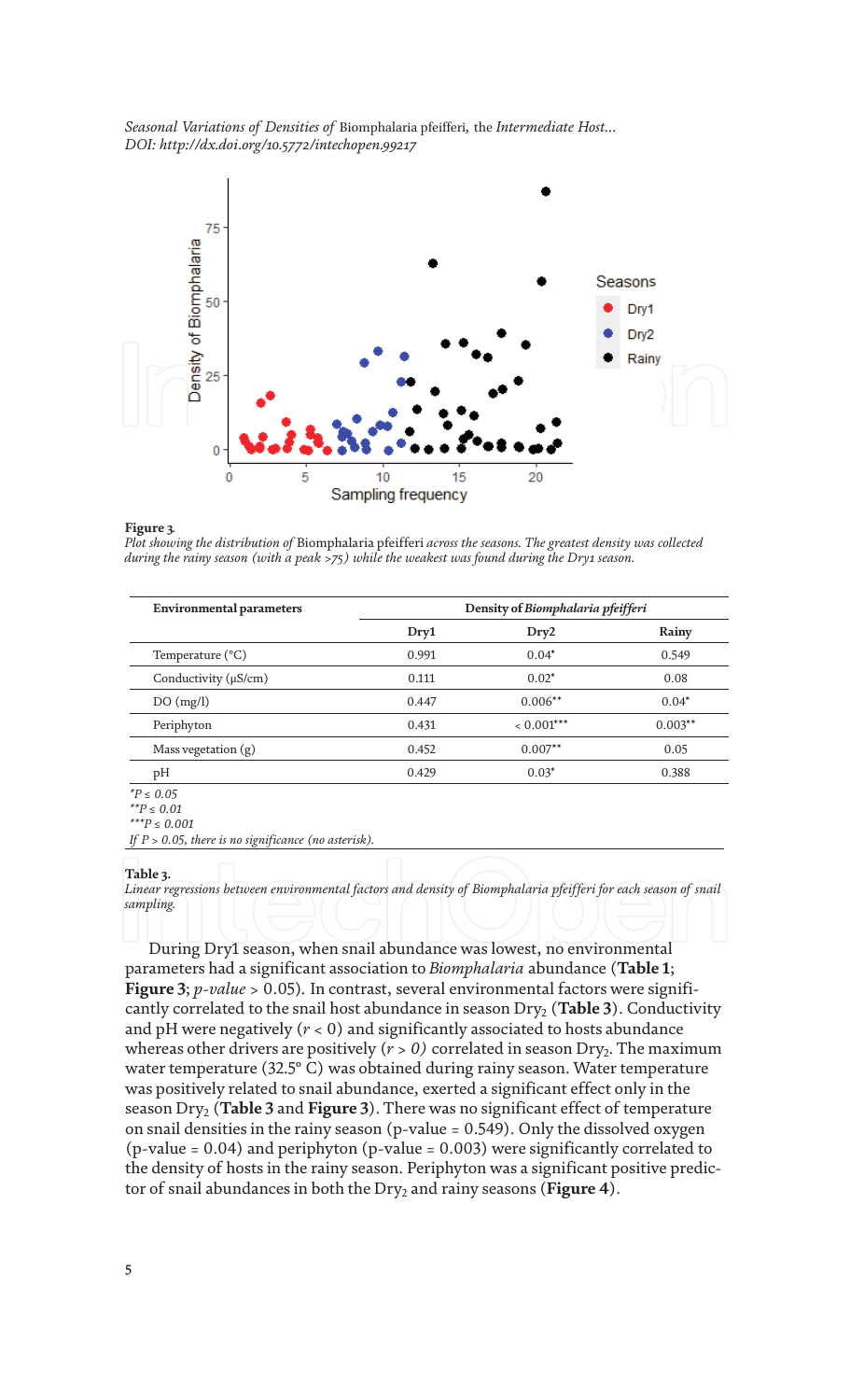**Figure 3.**

*Plot showing the distribution of* Biomphalaria pfeifferi *across the seasons. The greatest density was collected during the rainy season (with a peak >75) while the weakest was found during the Dry1 season.*

| Environmental parameters | Density of *Biomphalaria pfeifferi* | | |
|---|---|---|---|
| | Dry1 | Dry2 | Rainy |
| Temperature (°C) | 0.991 | 0.04* | 0.549 |
| Conductivity (μS/cm) | 0.111 | 0.02* | 0.08 |
| DO (mg/l) | 0.447 | 0.006** | 0.04* |
| Periphyton | 0.431 | < 0.001*** | 0.003** |
| Mass vegetation (g) | 0.452 | 0.007** | 0.05 |
| pH | 0.429 | 0.03* | 0.388 |

*$*P \leq 0.05$*
*$**P \leq 0.01$*
*$***P \leq 0.001$*
*If $P > 0.05$, there is no significance (no asterisk).*

**Table 3.**

*Linear regressions between environmental factors and density of Biomphalaria pfeifferi for each season of snail sampling.*

During Dry1 season, when snail abundance was lowest, no environmental parameters had a significant association to *Biomphalaria* abundance (**Table 1**; **Figure 3**; *p-value* > 0.05). In contrast, several environmental factors were significantly correlated to the snail host abundance in season $Dry_2$ (**Table 3**). Conductivity and pH were negatively ($r < 0$) and significantly associated to hosts abundance whereas other drivers are positively ($r > 0$) correlated in season $Dry_2$. The maximum water temperature (32.5° C) was obtained during rainy season. Water temperature was positively related to snail abundance, exerted a significant effect only in the season $Dry_2$ (**Table 3** and **Figure 3**). There was no significant effect of temperature on snail densities in the rainy season (p-value = 0.549). Only the dissolved oxygen (p-value = 0.04) and periphyton (p-value = 0.003) were significantly correlated to the density of hosts in the rainy season. Periphyton was a significant positive predictor of snail abundances in both the $Dry_2$ and rainy seasons (**Figure 4**).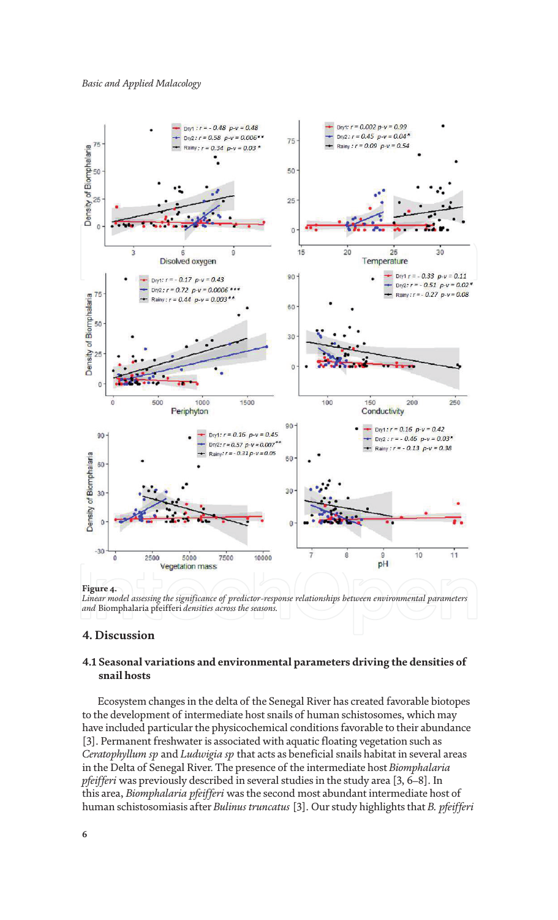**Figure 4.**
*Linear model assessing the significance of predictor-response relationships between environmental parameters and* Biomphalaria pfeifferi *densities across the seasons.*

## 4. Discussion

### 4.1 Seasonal variations and environmental parameters driving the densities of snail hosts

Ecosystem changes in the delta of the Senegal River has created favorable biotopes to the development of intermediate host snails of human schistosomes, which may have included particular the physicochemical conditions favorable to their abundance [3]. Permanent freshwater is associated with aquatic floating vegetation such as *Ceratophyllum sp* and *Ludwigia sp* that acts as beneficial snails habitat in several areas in the Delta of Senegal River. The presence of the intermediate host *Biomphalaria pfeifferi* was previously described in several studies in the study area [3, 6–8]. In this area, *Biomphalaria pfeifferi* was the second most abundant intermediate host of human schistosomiasis after *Bulinus truncatus* [3]. Our study highlights that *B. pfeifferi*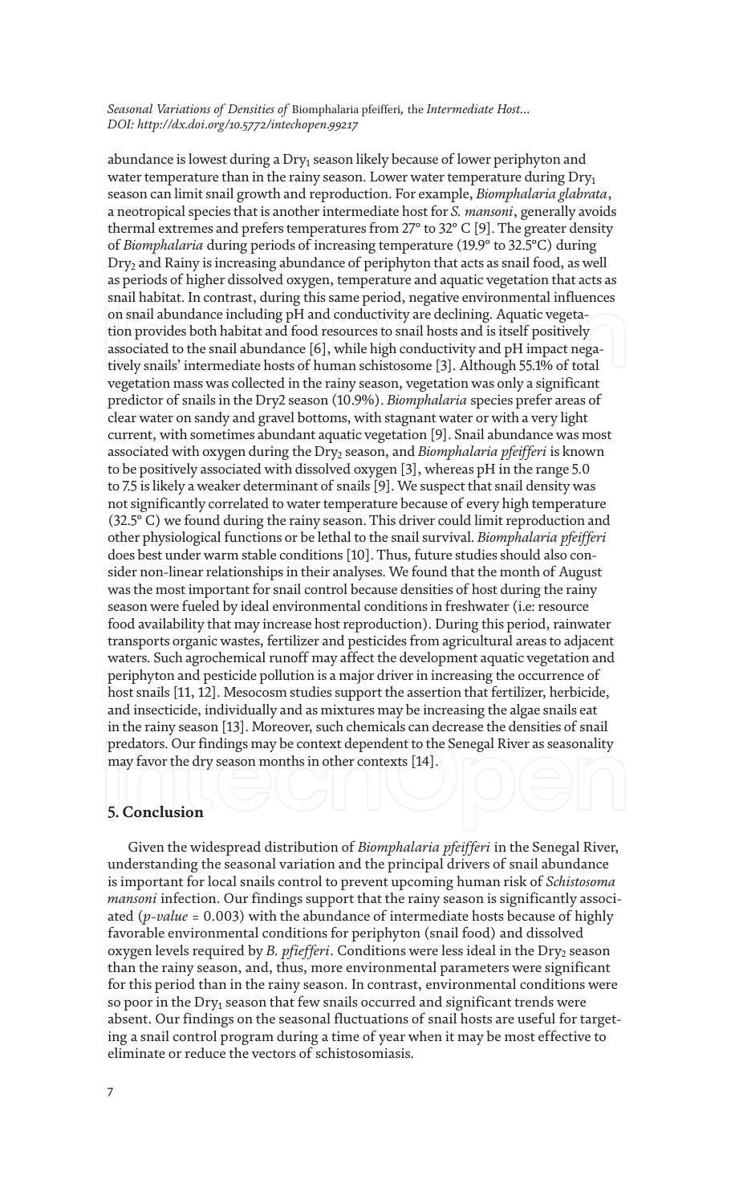abundance is lowest during a $Dry_1$ season likely because of lower periphyton and water temperature than in the rainy season. Lower water temperature during $Dry_1$ season can limit snail growth and reproduction. For example, *Biomphalaria glabrata*, a neotropical species that is another intermediate host for *S. mansoni*, generally avoids thermal extremes and prefers temperatures from 27° to 32° C [9]. The greater density of *Biomphalaria* during periods of increasing temperature (19.9° to 32.5°C) during $Dry_2$ and Rainy is increasing abundance of periphyton that acts as snail food, as well as periods of higher dissolved oxygen, temperature and aquatic vegetation that acts as snail habitat. In contrast, during this same period, negative environmental influences on snail abundance including pH and conductivity are declining. Aquatic vegetation provides both habitat and food resources to snail hosts and is itself positively associated to the snail abundance [6], while high conductivity and pH impact negatively snails' intermediate hosts of human schistosome [3]. Although 55.1% of total vegetation mass was collected in the rainy season, vegetation was only a significant predictor of snails in the Dry2 season (10.9%). *Biomphalaria* species prefer areas of clear water on sandy and gravel bottoms, with stagnant water or with a very light current, with sometimes abundant aquatic vegetation [9]. Snail abundance was most associated with oxygen during the $Dry_2$ season, and *Biomphalaria pfeifferi* is known to be positively associated with dissolved oxygen [3], whereas pH in the range 5.0 to 7.5 is likely a weaker determinant of snails [9]. We suspect that snail density was not significantly correlated to water temperature because of every high temperature (32.5° C) we found during the rainy season. This driver could limit reproduction and other physiological functions or be lethal to the snail survival. *Biomphalaria pfeifferi* does best under warm stable conditions [10]. Thus, future studies should also consider non-linear relationships in their analyses. We found that the month of August was the most important for snail control because densities of host during the rainy season were fueled by ideal environmental conditions in freshwater (i.e: resource food availability that may increase host reproduction). During this period, rainwater transports organic wastes, fertilizer and pesticides from agricultural areas to adjacent waters. Such agrochemical runoff may affect the development aquatic vegetation and periphyton and pesticide pollution is a major driver in increasing the occurrence of host snails [11, 12]. Mesocosm studies support the assertion that fertilizer, herbicide, and insecticide, individually and as mixtures may be increasing the algae snails eat in the rainy season [13]. Moreover, such chemicals can decrease the densities of snail predators. Our findings may be context dependent to the Senegal River as seasonality may favor the dry season months in other contexts [14].

## 5. Conclusion

Given the widespread distribution of *Biomphalaria pfeifferi* in the Senegal River, understanding the seasonal variation and the principal drivers of snail abundance is important for local snails control to prevent upcoming human risk of *Schistosoma mansoni* infection. Our findings support that the rainy season is significantly associated (*p-value* = 0.003) with the abundance of intermediate hosts because of highly favorable environmental conditions for periphyton (snail food) and dissolved oxygen levels required by *B. pfiefferi*. Conditions were less ideal in the $Dry_2$ season than the rainy season, and, thus, more environmental parameters were significant for this period than in the rainy season. In contrast, environmental conditions were so poor in the $Dry_1$ season that few snails occurred and significant trends were absent. Our findings on the seasonal fluctuations of snail hosts are useful for targeting a snail control program during a time of year when it may be most effective to eliminate or reduce the vectors of schistosomiasis.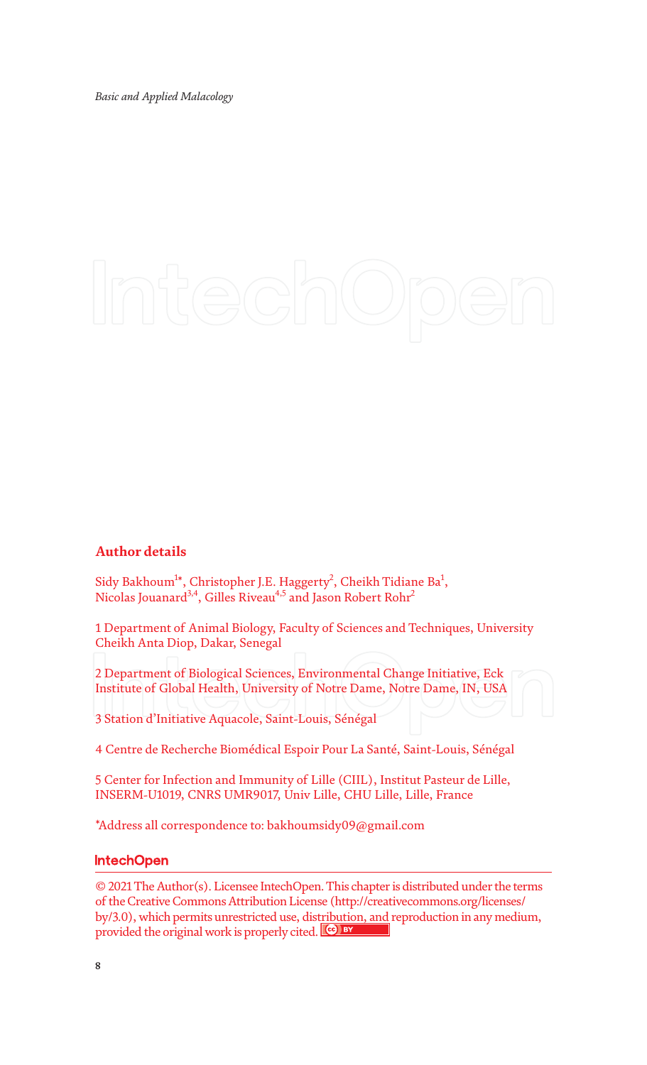## Author details

Sidy Bakhoum[1*], Christopher J.E. Haggerty[2], Cheikh Tidiane Ba[1], Nicolas Jouanard[3,4], Gilles Riveau[4,5] and Jason Robert Rohr[2]

1 Department of Animal Biology, Faculty of Sciences and Techniques, University Cheikh Anta Diop, Dakar, Senegal

2 Department of Biological Sciences, Environmental Change Initiative, Eck Institute of Global Health, University of Notre Dame, Notre Dame, IN, USA

3 Station d'Initiative Aquacole, Saint-Louis, Sénégal

4 Centre de Recherche Biomédical Espoir Pour La Santé, Saint-Louis, Sénégal

5 Center for Infection and Immunity of Lille (CIIL), Institut Pasteur de Lille, INSERM-U1019, CNRS UMR9017, Univ Lille, CHU Lille, Lille, France

*Address all correspondence to: bakhoumsidy09@gmail.com

**IntechOpen**

© 2021 The Author(s). Licensee IntechOpen. This chapter is distributed under the terms of the Creative Commons Attribution License (http://creativecommons.org/licenses/by/3.0), which permits unrestricted use, distribution, and reproduction in any medium, provided the original work is properly cited.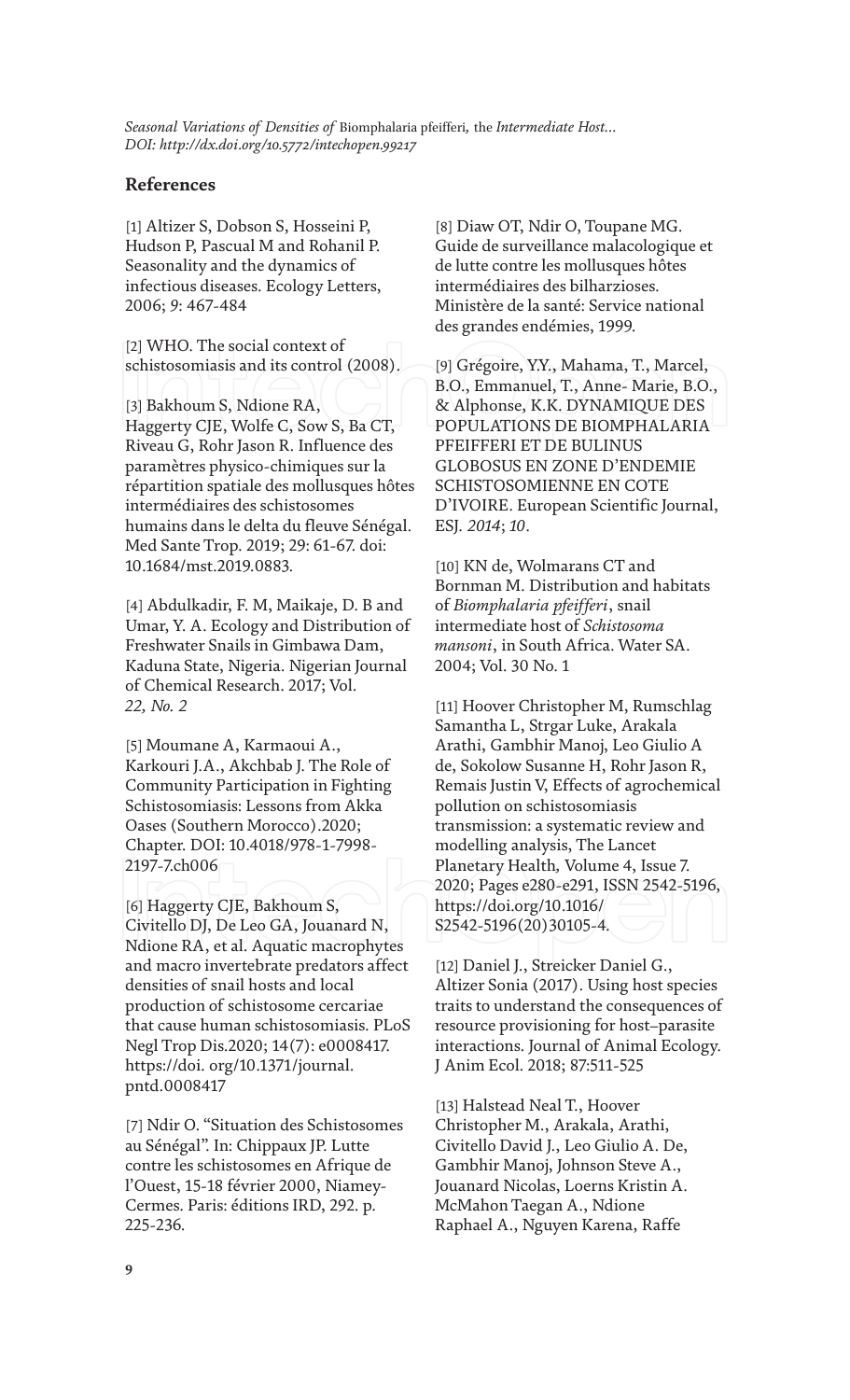## References

[1] Altizer S, Dobson S, Hosseini P, Hudson P, Pascual M and Rohanil P. Seasonality and the dynamics of infectious diseases. Ecology Letters, 2006; *9*: 467-484

[2] WHO. The social context of schistosomiasis and its control (2008).

[3] Bakhoum S, Ndione RA, Haggerty CJE, Wolfe C, Sow S, Ba CT, Riveau G, Rohr Jason R. Influence des paramètres physico-chimiques sur la répartition spatiale des mollusques hôtes intermédiaires des schistosomes humains dans le delta du fleuve Sénégal. Med Sante Trop. 2019; 29: 61-67. doi: 10.1684/mst.2019.0883.

[4] Abdulkadir, F. M, Maikaje, D. B and Umar, Y. A. Ecology and Distribution of Freshwater Snails in Gimbawa Dam, Kaduna State, Nigeria. Nigerian Journal of Chemical Research. 2017; Vol. *22, No. 2*

[5] Moumane A, Karmaoui A., Karkouri J.A., Akchbab J. The Role of Community Participation in Fighting Schistosomiasis: Lessons from Akka Oases (Southern Morocco).2020; Chapter. DOI: 10.4018/978-1-7998-2197-7.ch006

[6] Haggerty CJE, Bakhoum S, Civitello DJ, De Leo GA, Jouanard N, Ndione RA, et al. Aquatic macrophytes and macro invertebrate predators affect densities of snail hosts and local production of schistosome cercariae that cause human schistosomiasis. PLoS Negl Trop Dis.2020; 14(7): e0008417. https://doi. org/10.1371/journal. pntd.0008417

[7] Ndir O. "Situation des Schistosomes au Sénégal". In: Chippaux JP. Lutte contre les schistosomes en Afrique de l'Ouest, 15-18 février 2000, Niamey-Cermes. Paris: éditions IRD, 292. p. 225-236.

[8] Diaw OT, Ndir O, Toupane MG. Guide de surveillance malacologique et de lutte contre les mollusques hôtes intermédiaires des bilharzioses. Ministère de la santé: Service national des grandes endémies, 1999.

[9] Grégoire, Y.Y., Mahama, T., Marcel, B.O., Emmanuel, T., Anne- Marie, B.O., & Alphonse, K.K. DYNAMIQUE DES POPULATIONS DE BIOMPHALARIA PFEIFFERI ET DE BULINUS GLOBOSUS EN ZONE D'ENDEMIE SCHISTOSOMIENNE EN COTE D'IVOIRE. European Scientific Journal, ESJ. *2014*; *10*.

[10] KN de, Wolmarans CT and Bornman M. Distribution and habitats of *Biomphalaria pfeifferi*, snail intermediate host of *Schistosoma mansoni*, in South Africa. Water SA. 2004; Vol. 30 No. 1

[11] Hoover Christopher M, Rumschlag Samantha L, Strgar Luke, Arakala Arathi, Gambhir Manoj, Leo Giulio A de, Sokolow Susanne H, Rohr Jason R, Remais Justin V, Effects of agrochemical pollution on schistosomiasis transmission: a systematic review and modelling analysis, The Lancet Planetary Health, Volume 4, Issue 7. 2020; Pages e280-e291, ISSN 2542-5196, https://doi.org/10.1016/ S2542-5196(20)30105-4.

[12] Daniel J., Streicker Daniel G., Altizer Sonia (2017). Using host species traits to understand the consequences of resource provisioning for host–parasite interactions. Journal of Animal Ecology. J Anim Ecol. 2018; 87:511-525

[13] Halstead Neal T., Hoover Christopher M., Arakala, Arathi, Civitello David J., Leo Giulio A. De, Gambhir Manoj, Johnson Steve A., Jouanard Nicolas, Loerns Kristin A. McMahon Taegan A., Ndione Raphael A., Nguyen Karena, Raffe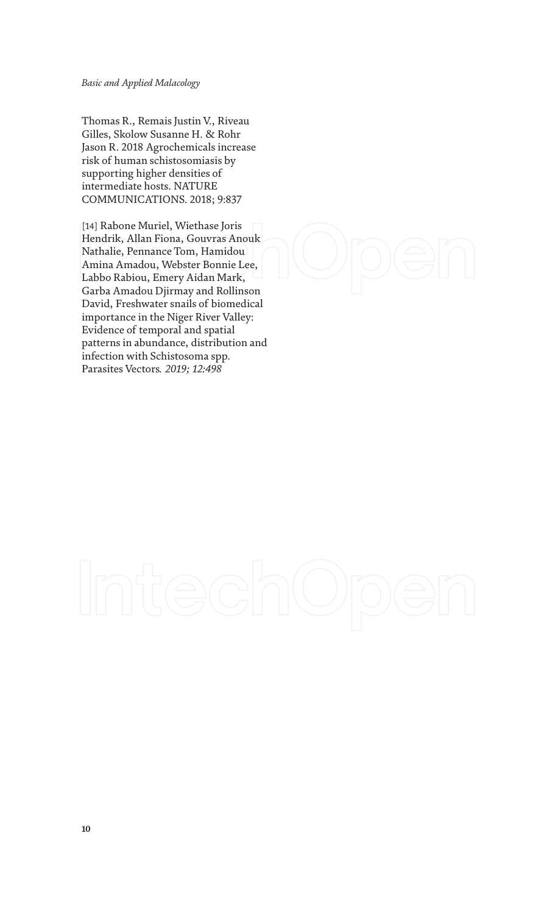Thomas R., Remais Justin V., Riveau Gilles, Skolow Susanne H. & Rohr Jason R. 2018 Agrochemicals increase risk of human schistosomiasis by supporting higher densities of intermediate hosts. NATURE COMMUNICATIONS. 2018; 9:837

[14] Rabone Muriel, Wiethase Joris Hendrik, Allan Fiona, Gouvras Anouk Nathalie, Pennance Tom, Hamidou Amina Amadou, Webster Bonnie Lee, Labbo Rabiou, Emery Aidan Mark, Garba Amadou Djirmay and Rollinson David, Freshwater snails of biomedical importance in the Niger River Valley: Evidence of temporal and spatial patterns in abundance, distribution and infection with Schistosoma spp. Parasites Vectors. *2019; 12:498*